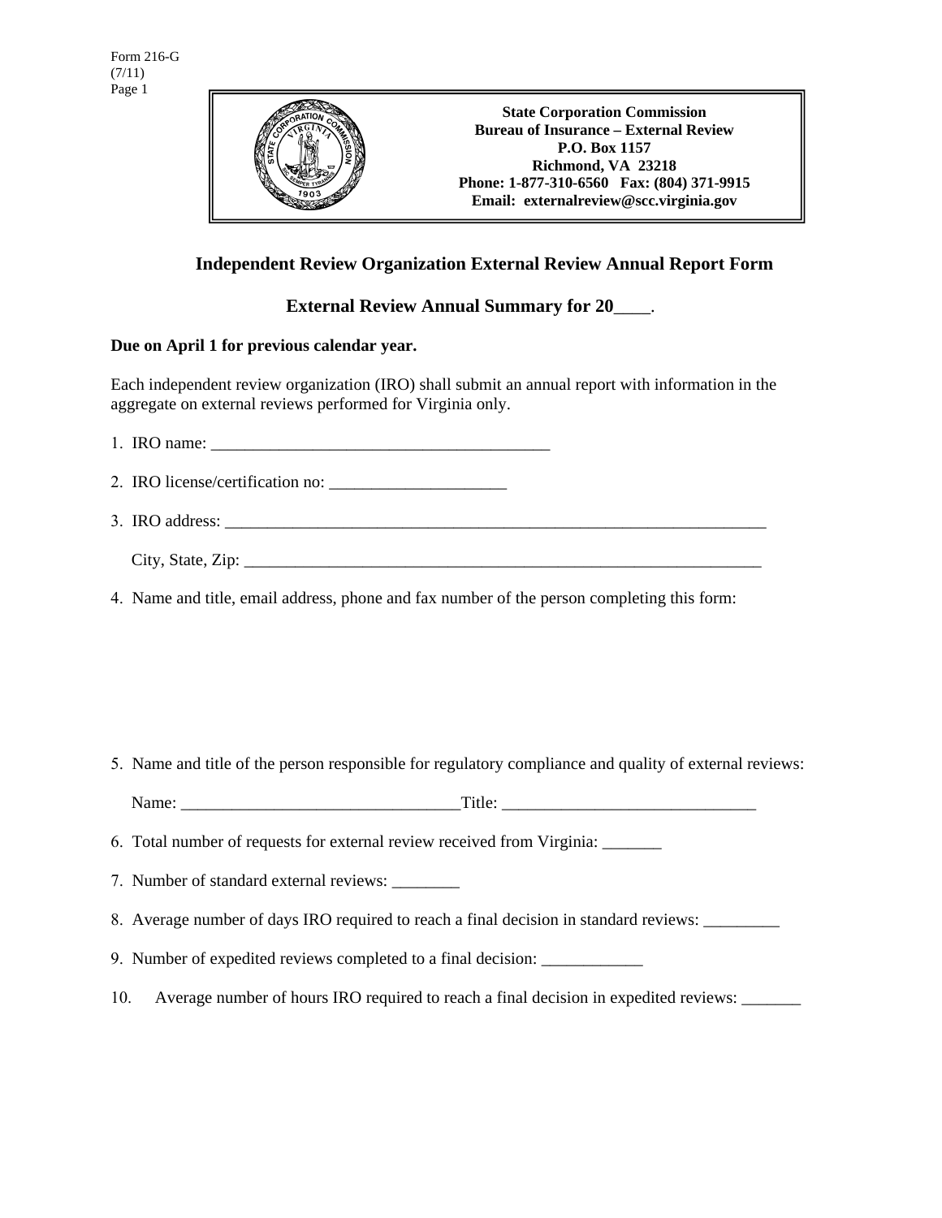Form 216-G
(7/11)

**State Corporation Commission**
**Bureau of Insurance – External Review**
**P.O. Box 1157**
**Richmond, VA 23218**
**Phone: 1-877-310-6560 Fax: (804) 371-9915**
**Email: externalreview@scc.virginia.gov**

## Independent Review Organization External Review Annual Report Form

## External Review Annual Summary for 20____.

**Due on April 1 for previous calendar year.**

Each independent review organization (IRO) shall submit an annual report with information in the aggregate on external reviews performed for Virginia only.

1. IRO name: _________________________________________
2. IRO license/certification no: _____________________
3. IRO address: ____________________________________________________________________

   City, State, Zip: _________________________________________________________________
4. Name and title, email address, phone and fax number of the person completing this form:

5. Name and title of the person responsible for regulatory compliance and quality of external reviews:

   Name: _________________________________Title: ______________________________
6. Total number of requests for external review received from Virginia: _______
7. Number of standard external reviews: ________
8. Average number of days IRO required to reach a final decision in standard reviews: _________
9. Number of expedited reviews completed to a final decision: ____________
10. Average number of hours IRO required to reach a final decision in expedited reviews: _______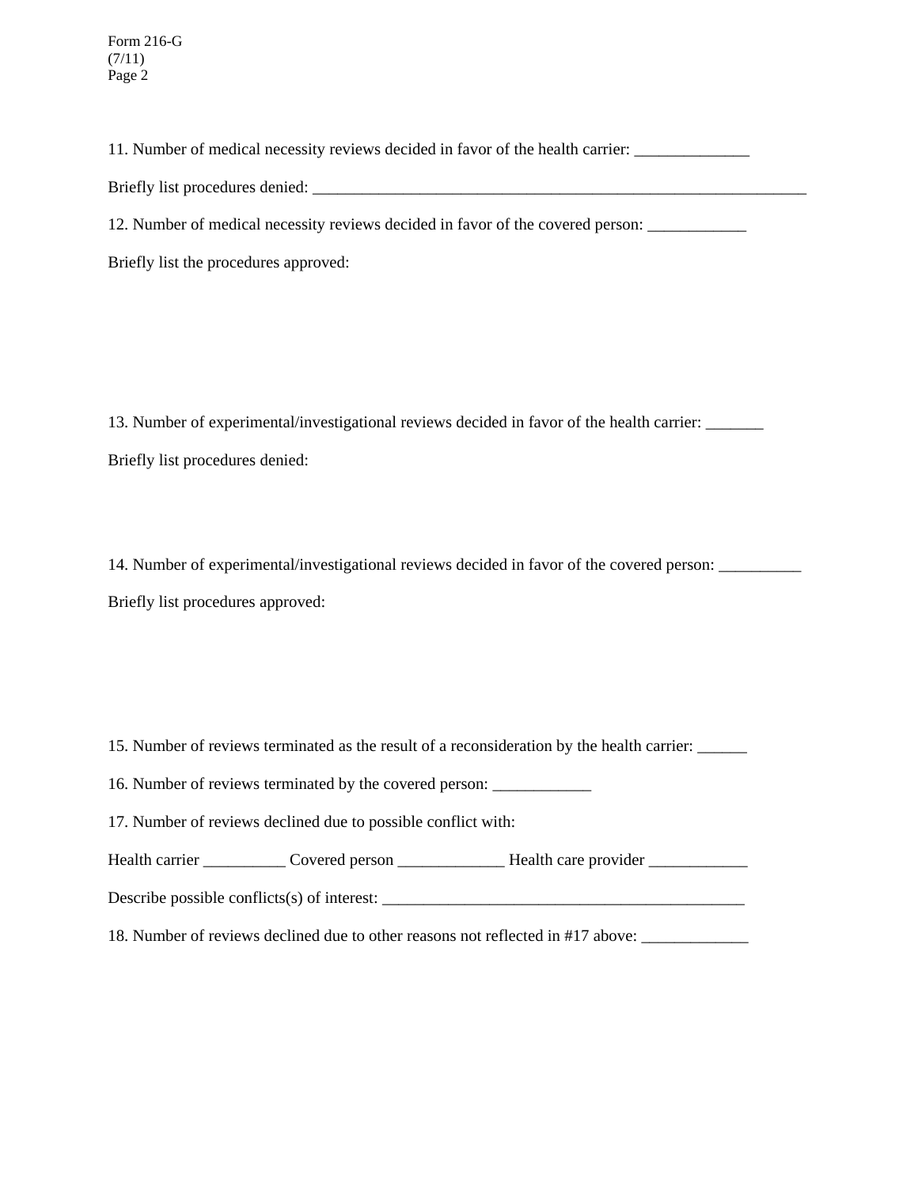11. Number of medical necessity reviews decided in favor of the health carrier: ______________

Briefly list procedures denied: ________________________________________________________________

12. Number of medical necessity reviews decided in favor of the covered person: ____________

Briefly list the procedures approved:

13. Number of experimental/investigational reviews decided in favor of the health carrier: _______

Briefly list procedures denied:

14. Number of experimental/investigational reviews decided in favor of the covered person: __________

Briefly list procedures approved:

15. Number of reviews terminated as the result of a reconsideration by the health carrier: ______

16. Number of reviews terminated by the covered person: ____________

17. Number of reviews declined due to possible conflict with:

Health carrier __________ Covered person _____________ Health care provider ____________

Describe possible conflicts(s) of interest: ____________________________________________

18. Number of reviews declined due to other reasons not reflected in #17 above: _____________